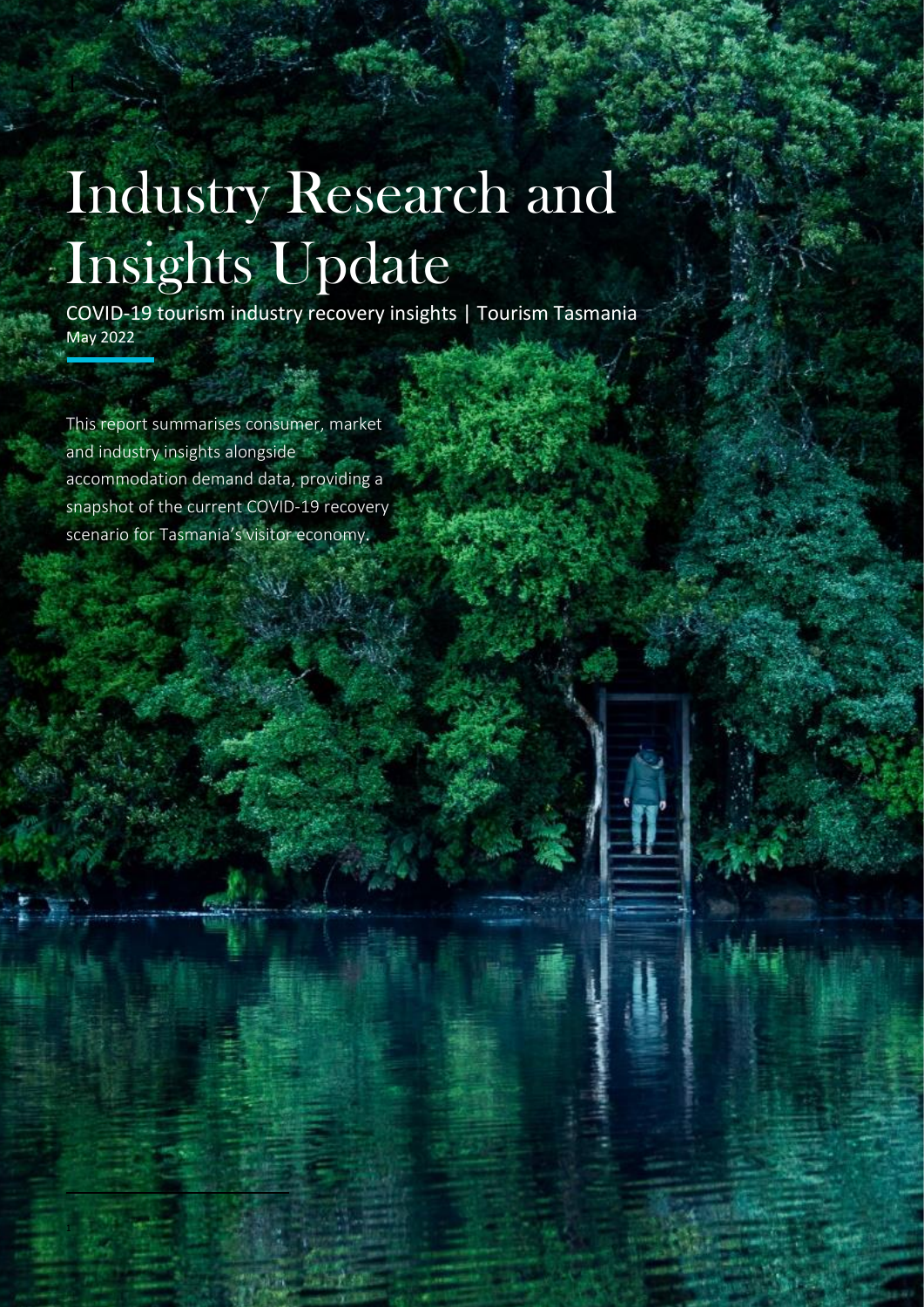# Industry Research and Insights Update

COVID-19 tourism industry recovery insights | Tourism Tasmania

May 2022

This report summarises consumer, market and industry insights alongside accommodation demand data, providing a snapshot of the current COVID-19 recovery scenario for Tasmania's visitor economy.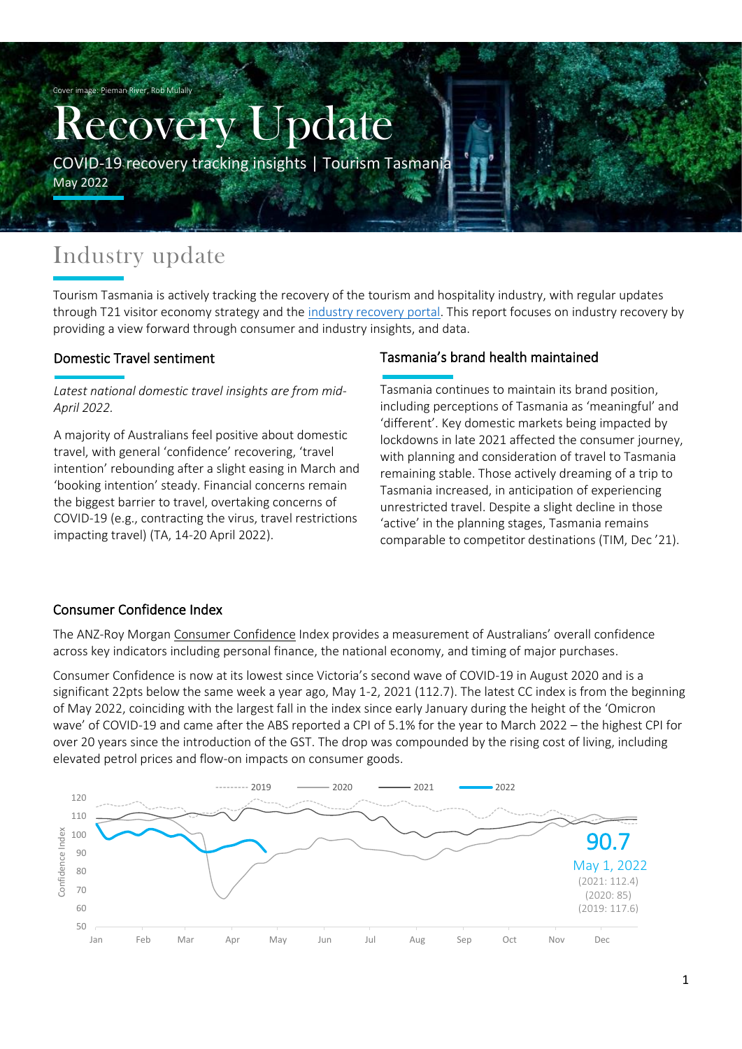Cover image: Pieman River, Rob Mulally

# Recovery Update

COVID-19 recovery tracking insights | Tourism Tasmania

May 2022

## Industry update

Tourism Tasmania is actively tracking the recovery of the tourism and hospitality industry, with regular updates through T21 visitor economy strategy and the industry recovery portal. This report focuses on industry recovery by providing a view forward through consumer and industry insights, and data.

### Domestic Travel sentiment

*Latest national domestic travel insights are from mid-April 2022.*

A majority of Australians feel positive about domestic travel, with general 'confidence' recovering, 'travel intention' rebounding after a slight easing in March and 'booking intention' steady. Financial concerns remain the biggest barrier to travel, overtaking concerns of COVID-19 (e.g., contracting the virus, travel restrictions impacting travel) (TA, 14-20 April 2022).

### Tasmania's brand health maintained

Tasmania continues to maintain its brand position, including perceptions of Tasmania as 'meaningful' and 'different'. Key domestic markets being impacted by lockdowns in late 2021 affected the consumer journey, with planning and consideration of travel to Tasmania remaining stable. Those actively dreaming of a trip to Tasmania increased, in anticipation of experiencing unrestricted travel. Despite a slight decline in those 'active' in the planning stages, Tasmania remains comparable to competitor destinations (TIM, Dec '21).

### Consumer Confidence Index

The ANZ-Roy Morgan Consumer Confidence Index provides a measurement of Australians' overall confidence across key indicators including personal finance, the national economy, and timing of major purchases.

Consumer Confidence is now at its lowest since Victoria's second wave of COVID-19 in August 2020 and is a significant 22pts below the same week a year ago, May 1-2, 2021 (112.7). The latest CC index is from the beginning of May 2022, coinciding with the largest fall in the index since early January during the height of the 'Omicron wave' of COVID-19 and came after the ABS reported a CPI of 5.1% for the year to March 2022 – the highest CPI for over 20 years since the introduction of the GST. The drop was compounded by the rising cost of living, including elevated petrol prices and flow-on impacts on consumer goods.

90.7
May 1, 2022
(2021: 112.4)
(2020: 85)
(2019: 117.6)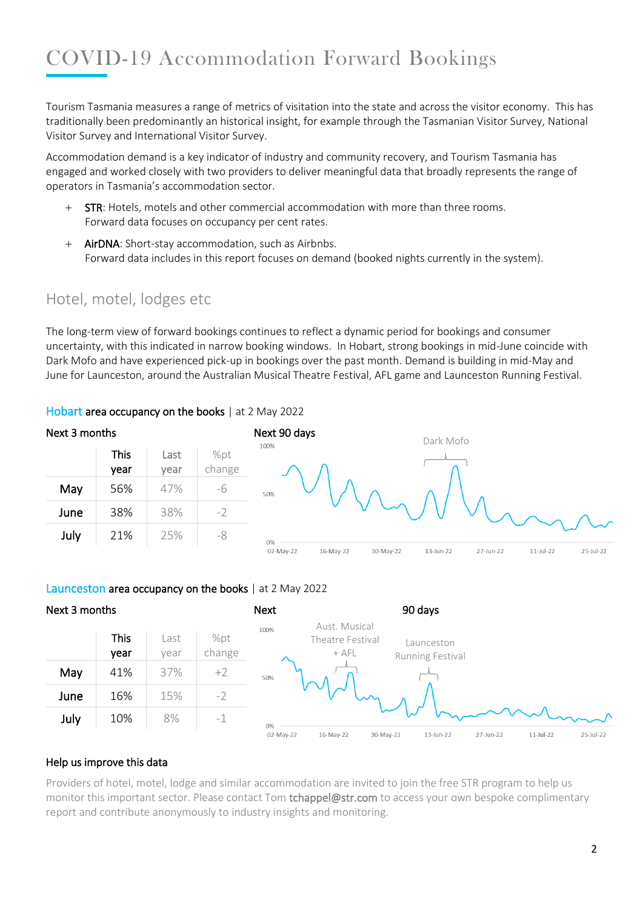# COVID-19 Accommodation Forward Bookings

Tourism Tasmania measures a range of metrics of visitation into the state and across the visitor economy. This has traditionally been predominantly an historical insight, for example through the Tasmanian Visitor Survey, National Visitor Survey and International Visitor Survey.

Accommodation demand is a key indicator of industry and community recovery, and Tourism Tasmania has engaged and worked closely with two providers to deliver meaningful data that broadly represents the range of operators in Tasmania's accommodation sector.

+ **STR**: Hotels, motels and other commercial accommodation with more than three rooms. Forward data focuses on occupancy per cent rates.
+ **AirDNA**: Short-stay accommodation, such as Airbnbs. Forward data includes in this report focuses on demand (booked nights currently in the system).

## Hotel, motel, lodges etc

The long-term view of forward bookings continues to reflect a dynamic period for bookings and consumer uncertainty, with this indicated in narrow booking windows. In Hobart, strong bookings in mid-June coincide with Dark Mofo and have experienced pick-up in bookings over the past month. Demand is building in mid-May and June for Launceston, around the Australian Musical Theatre Festival, AFL game and Launceston Running Festival.

### Hobart area occupancy on the books | at 2 May 2022

**Next 3 months**

| | This year | Last year | %pt change |
|---|---|---|---|
| May | 56% | 47% | -6 |
| June | 38% | 38% | -2 |
| July | 21% | 25% | -8 |

**Next 90 days**

Dark Mofo

100%
50%
0%
02-May-22 16-May-22 30-May-22 13-Jun-22 27-Jun-22 11-Jul-22 25-Jul-22

### Launceston area occupancy on the books | at 2 May 2022

**Next 3 months**

| | This year | Last year | %pt change |
|---|---|---|---|
| May | 41% | 37% | +2 |
| June | 16% | 15% | -2 |
| July | 10% | 8% | -1 |

**Next 90 days**

Aust. Musical Theatre Festival + AFL

Launceston Running Festival

100%
50%
0%
02-May-22 16-May-22 30-May-22 13-Jun-22 27-Jun-22 11-Jul-22 25-Jul-22

### Help us improve this data

Providers of hotel, motel, lodge and similar accommodation are invited to join the free STR program to help us monitor this important sector. Please contact Tom tchappel@str.com to access your own bespoke complimentary report and contribute anonymously to industry insights and monitoring.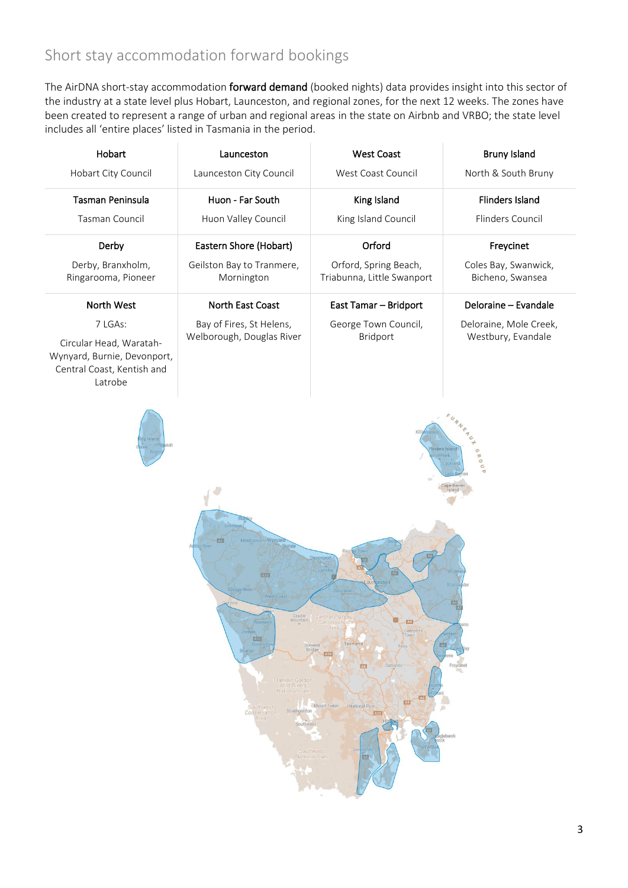## Short stay accommodation forward bookings

The AirDNA short-stay accommodation **forward demand** (booked nights) data provides insight into this sector of the industry at a state level plus Hobart, Launceston, and regional zones, for the next 12 weeks. The zones have been created to represent a range of urban and regional areas in the state on Airbnb and VRBO; the state level includes all 'entire places' listed in Tasmania in the period.

| Hobart | Launceston | West Coast | Bruny Island |
|---|---|---|---|
| Hobart City Council | Launceston City Council | West Coast Council | North & South Bruny |
| **Tasman Peninsula** | **Huon - Far South** | **King Island** | **Flinders Island** |
| Tasman Council | Huon Valley Council | King Island Council | Flinders Council |
| **Derby** | **Eastern Shore (Hobart)** | **Orford** | **Freycinet** |
| Derby, Branxholm, Ringarooma, Pioneer | Geilston Bay to Tranmere, Mornington | Orford, Spring Beach, Triabunna, Little Swanport | Coles Bay, Swanwick, Bicheno, Swansea |
| **North West** | **North East Coast** | **East Tamar – Bridport** | **Deloraine – Evandale** |
| 7 LGAs: Circular Head, Waratah-Wynyard, Burnie, Devonport, Central Coast, Kentish and Latrobe | Bay of Fires, St Helens, Welborough, Douglas River | George Town Council, Bridport | Deloraine, Mole Creek, Westbury, Evandale |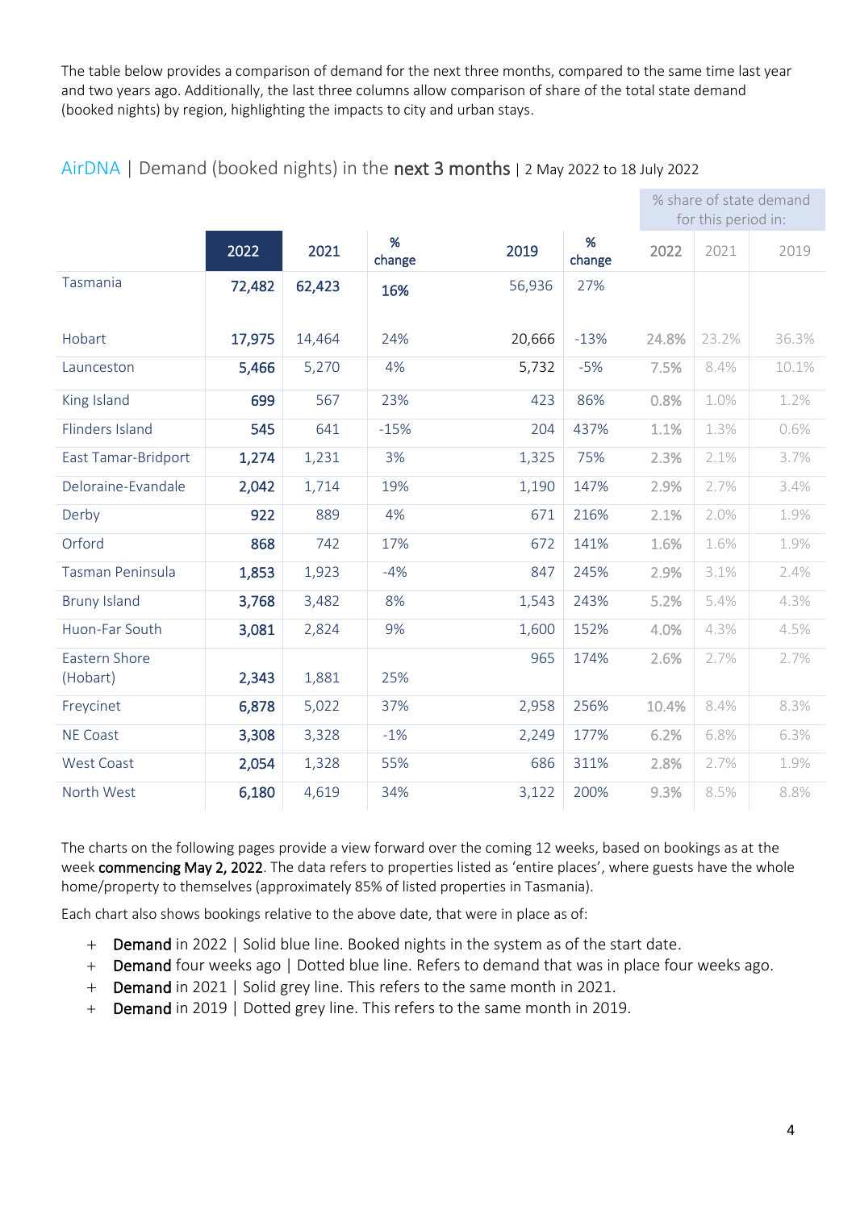The table below provides a comparison of demand for the next three months, compared to the same time last year and two years ago. Additionally, the last three columns allow comparison of share of the total state demand (booked nights) by region, highlighting the impacts to city and urban stays.

## AirDNA | Demand (booked nights) in the **next 3 months** | 2 May 2022 to 18 July 2022

| | | | | | | % share of state demand for this period in: | | |
|---|---|---|---|---|---|---|---|---|
| | **2022** | **2021** | **% change** | **2019** | **% change** | 2022 | 2021 | 2019 |
| Tasmania | **72,482** | **62,423** | **16%** | 56,936 | 27% | | | |
| Hobart | **17,975** | 14,464 | 24% | 20,666 | -13% | 24.8% | 23.2% | 36.3% |
| Launceston | **5,466** | 5,270 | 4% | 5,732 | -5% | 7.5% | 8.4% | 10.1% |
| King Island | **699** | 567 | 23% | 423 | 86% | 0.8% | 1.0% | 1.2% |
| Flinders Island | **545** | 641 | -15% | 204 | 437% | 1.1% | 1.3% | 0.6% |
| East Tamar-Bridport | **1,274** | 1,231 | 3% | 1,325 | 75% | 2.3% | 2.1% | 3.7% |
| Deloraine-Evandale | **2,042** | 1,714 | 19% | 1,190 | 147% | 2.9% | 2.7% | 3.4% |
| Derby | **922** | 889 | 4% | 671 | 216% | 2.1% | 2.0% | 1.9% |
| Orford | **868** | 742 | 17% | 672 | 141% | 1.6% | 1.6% | 1.9% |
| Tasman Peninsula | **1,853** | 1,923 | -4% | 847 | 245% | 2.9% | 3.1% | 2.4% |
| Bruny Island | **3,768** | 3,482 | 8% | 1,543 | 243% | 5.2% | 5.4% | 4.3% |
| Huon-Far South | **3,081** | 2,824 | 9% | 1,600 | 152% | 4.0% | 4.3% | 4.5% |
| Eastern Shore (Hobart) | **2,343** | 1,881 | 25% | 965 | 174% | 2.6% | 2.7% | 2.7% |
| Freycinet | **6,878** | 5,022 | 37% | 2,958 | 256% | 10.4% | 8.4% | 8.3% |
| NE Coast | **3,308** | 3,328 | -1% | 2,249 | 177% | 6.2% | 6.8% | 6.3% |
| West Coast | **2,054** | 1,328 | 55% | 686 | 311% | 2.8% | 2.7% | 1.9% |
| North West | **6,180** | 4,619 | 34% | 3,122 | 200% | 9.3% | 8.5% | 8.8% |

The charts on the following pages provide a view forward over the coming 12 weeks, based on bookings as at the week **commencing May 2, 2022**. The data refers to properties listed as 'entire places', where guests have the whole home/property to themselves (approximately 85% of listed properties in Tasmania).

Each chart also shows bookings relative to the above date, that were in place as of:

- **Demand** in 2022 | Solid blue line. Booked nights in the system as of the start date.
- **Demand** four weeks ago | Dotted blue line. Refers to demand that was in place four weeks ago.
- **Demand** in 2021 | Solid grey line. This refers to the same month in 2021.
- **Demand** in 2019 | Dotted grey line. This refers to the same month in 2019.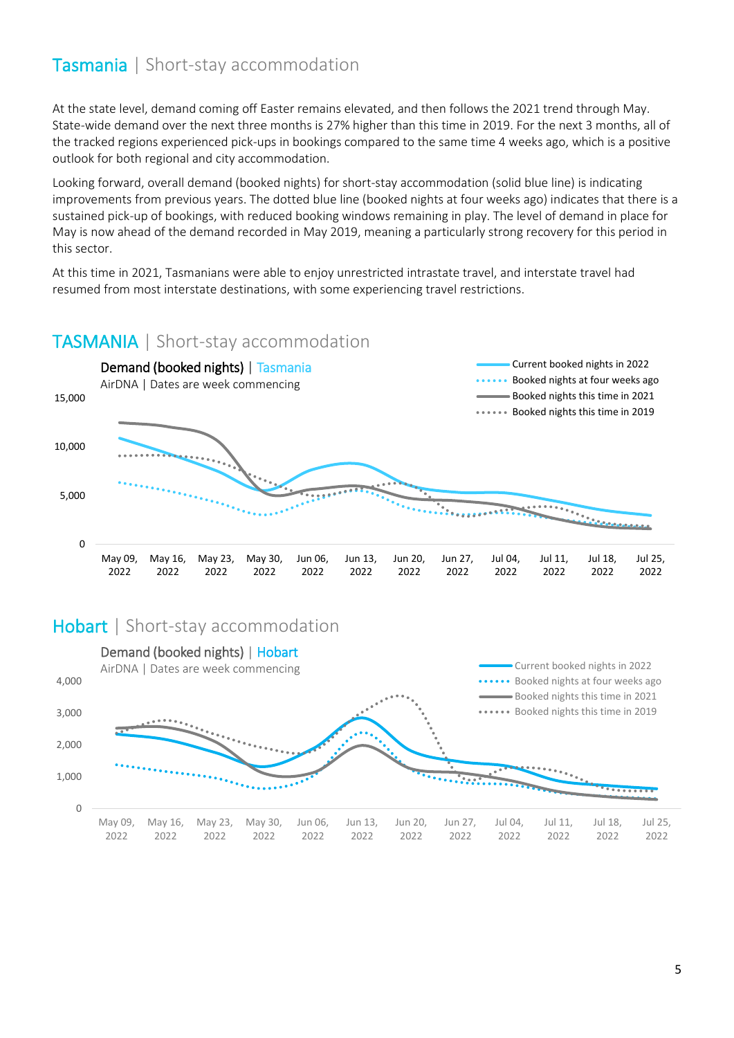# Tasmania | Short-stay accommodation

At the state level, demand coming off Easter remains elevated, and then follows the 2021 trend through May. State-wide demand over the next three months is 27% higher than this time in 2019. For the next 3 months, all of the tracked regions experienced pick-ups in bookings compared to the same time 4 weeks ago, which is a positive outlook for both regional and city accommodation.

Looking forward, overall demand (booked nights) for short-stay accommodation (solid blue line) is indicating improvements from previous years. The dotted blue line (booked nights at four weeks ago) indicates that there is a sustained pick-up of bookings, with reduced booking windows remaining in play. The level of demand in place for May is now ahead of the demand recorded in May 2019, meaning a particularly strong recovery for this period in this sector.

At this time in 2021, Tasmanians were able to enjoy unrestricted intrastate travel, and interstate travel had resumed from most interstate destinations, with some experiencing travel restrictions.

## TASMANIA | Short-stay accommodation

Demand (booked nights) | Tasmania

AirDNA | Dates are week commencing

Legend: Current booked nights in 2022; Booked nights at four weeks ago; Booked nights this time in 2021; Booked nights this time in 2019

Y-axis: 0, 5,000, 10,000, 15,000

X-axis: May 09, 2022; May 16, 2022; May 23, 2022; May 30, 2022; Jun 06, 2022; Jun 13, 2022; Jun 20, 2022; Jun 27, 2022; Jul 04, 2022; Jul 11, 2022; Jul 18, 2022; Jul 25, 2022

## Hobart | Short-stay accommodation

Demand (booked nights) | Hobart

AirDNA | Dates are week commencing

Legend: Current booked nights in 2022; Booked nights at four weeks ago; Booked nights this time in 2021; Booked nights this time in 2019

Y-axis: 0, 1,000, 2,000, 3,000, 4,000

X-axis: May 09, 2022; May 16, 2022; May 23, 2022; May 30, 2022; Jun 06, 2022; Jun 13, 2022; Jun 20, 2022; Jun 27, 2022; Jul 04, 2022; Jul 11, 2022; Jul 18, 2022; Jul 25, 2022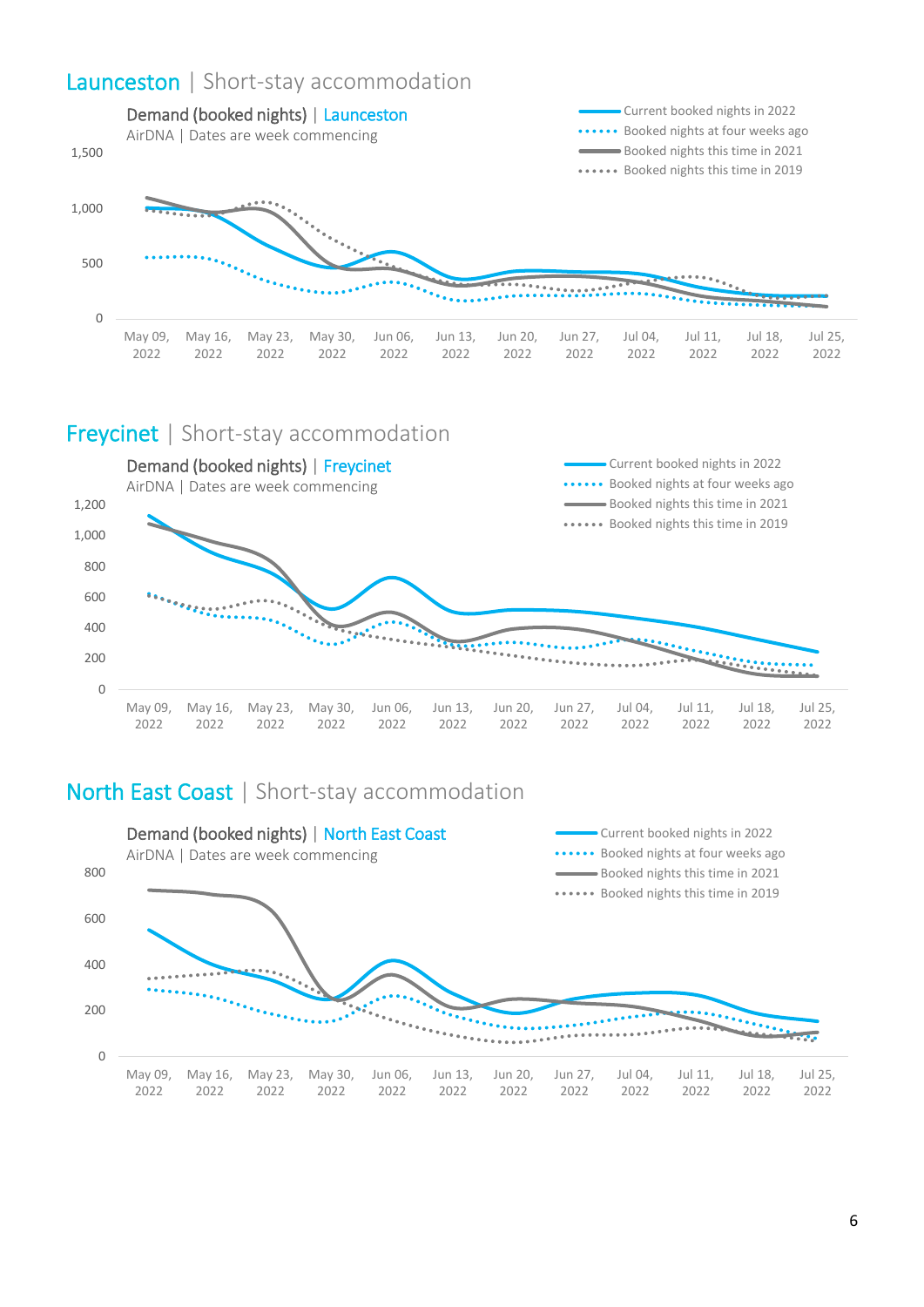## Launceston | Short-stay accommodation

Demand (booked nights) | Launceston

AirDNA | Dates are week commencing

- Current booked nights in 2022
- Booked nights at four weeks ago
- Booked nights this time in 2021
- Booked nights this time in 2019

## Freycinet | Short-stay accommodation

Demand (booked nights) | Freycinet

AirDNA | Dates are week commencing

- Current booked nights in 2022
- Booked nights at four weeks ago
- Booked nights this time in 2021
- Booked nights this time in 2019

## North East Coast | Short-stay accommodation

Demand (booked nights) | North East Coast

AirDNA | Dates are week commencing

- Current booked nights in 2022
- Booked nights at four weeks ago
- Booked nights this time in 2021
- Booked nights this time in 2019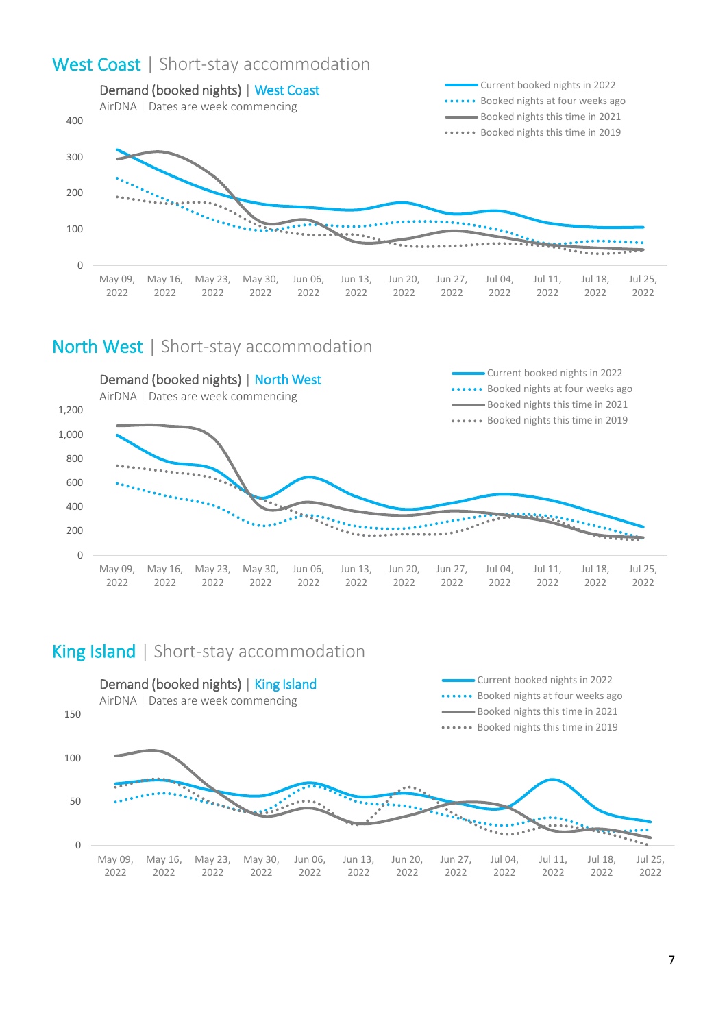## West Coast | Short-stay accommodation

Demand (booked nights) | West Coast

AirDNA | Dates are week commencing

- Current booked nights in 2022
- Booked nights at four weeks ago
- Booked nights this time in 2021
- Booked nights this time in 2019

## North West | Short-stay accommodation

Demand (booked nights) | North West

AirDNA | Dates are week commencing

- Current booked nights in 2022
- Booked nights at four weeks ago
- Booked nights this time in 2021
- Booked nights this time in 2019

## King Island | Short-stay accommodation

Demand (booked nights) | King Island

AirDNA | Dates are week commencing

- Current booked nights in 2022
- Booked nights at four weeks ago
- Booked nights this time in 2021
- Booked nights this time in 2019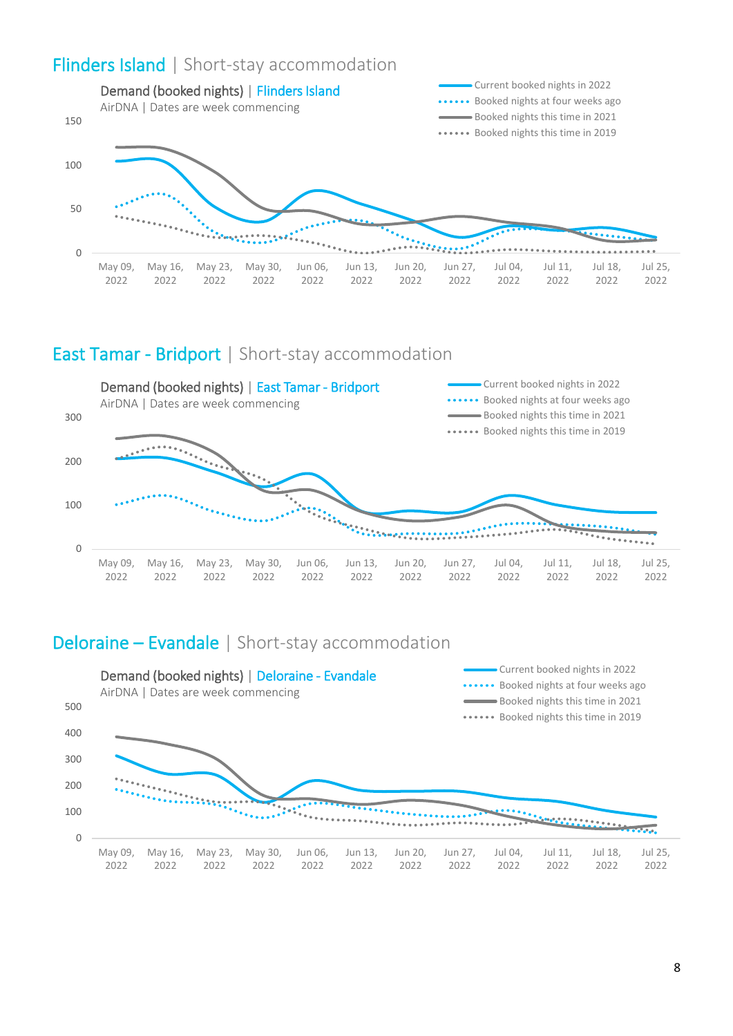## Flinders Island | Short-stay accommodation

Demand (booked nights) | Flinders Island
AirDNA | Dates are week commencing

- Current booked nights in 2022
- Booked nights at four weeks ago
- Booked nights this time in 2021
- Booked nights this time in 2019

0, 50, 100, 150

May 09, 2022 · May 16, 2022 · May 23, 2022 · May 30, 2022 · Jun 06, 2022 · Jun 13, 2022 · Jun 20, 2022 · Jun 27, 2022 · Jul 04, 2022 · Jul 11, 2022 · Jul 18, 2022 · Jul 25, 2022

## East Tamar - Bridport | Short-stay accommodation

Demand (booked nights) | East Tamar - Bridport
AirDNA | Dates are week commencing

- Current booked nights in 2022
- Booked nights at four weeks ago
- Booked nights this time in 2021
- Booked nights this time in 2019

0, 100, 200, 300

May 09, 2022 · May 16, 2022 · May 23, 2022 · May 30, 2022 · Jun 06, 2022 · Jun 13, 2022 · Jun 20, 2022 · Jun 27, 2022 · Jul 04, 2022 · Jul 11, 2022 · Jul 18, 2022 · Jul 25, 2022

## Deloraine – Evandale | Short-stay accommodation

Demand (booked nights) | Deloraine - Evandale
AirDNA | Dates are week commencing

- Current booked nights in 2022
- Booked nights at four weeks ago
- Booked nights this time in 2021
- Booked nights this time in 2019

0, 100, 200, 300, 400, 500

May 09, 2022 · May 16, 2022 · May 23, 2022 · May 30, 2022 · Jun 06, 2022 · Jun 13, 2022 · Jun 20, 2022 · Jun 27, 2022 · Jul 04, 2022 · Jul 11, 2022 · Jul 18, 2022 · Jul 25, 2022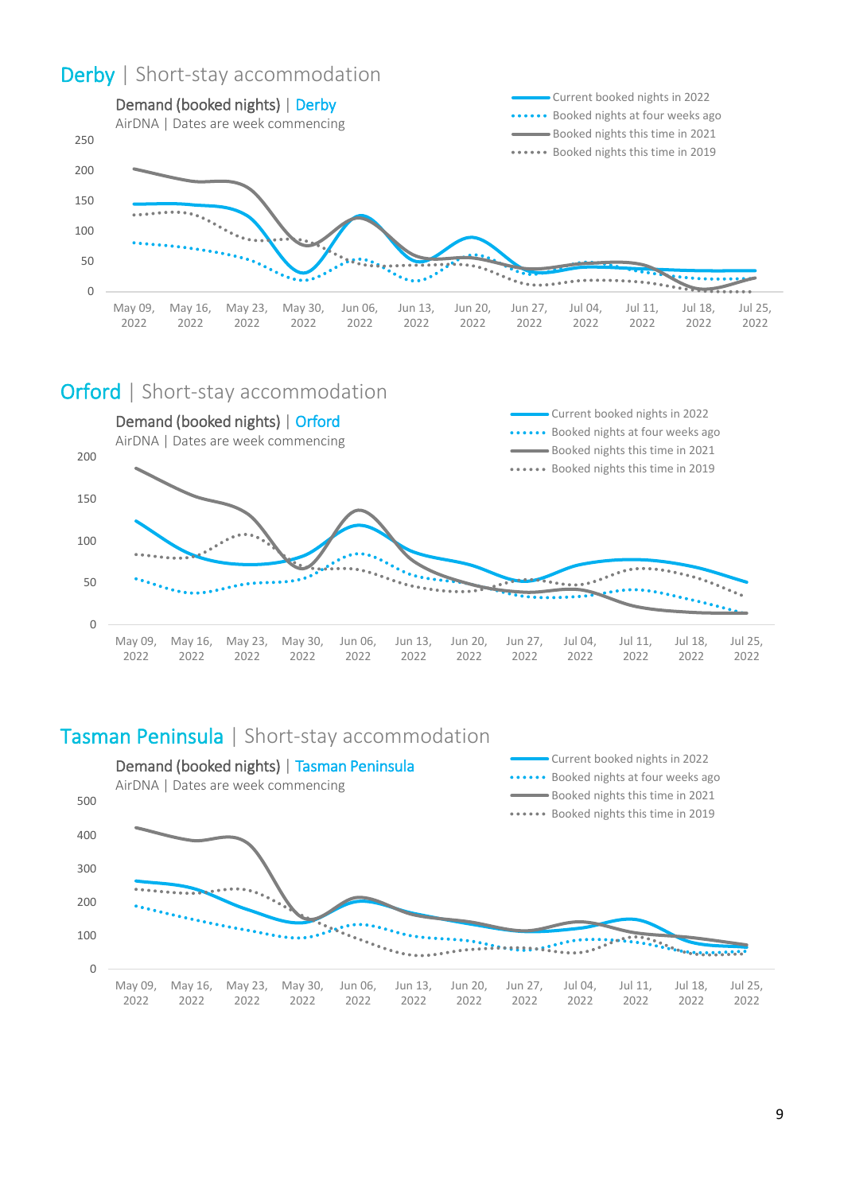## Derby | Short-stay accommodation

Demand (booked nights) | Derby

AirDNA | Dates are week commencing

- Current booked nights in 2022
- Booked nights at four weeks ago
- Booked nights this time in 2021
- Booked nights this time in 2019

## Orford | Short-stay accommodation

Demand (booked nights) | Orford

AirDNA | Dates are week commencing

- Current booked nights in 2022
- Booked nights at four weeks ago
- Booked nights this time in 2021
- Booked nights this time in 2019

## Tasman Peninsula | Short-stay accommodation

Demand (booked nights) | Tasman Peninsula

AirDNA | Dates are week commencing

- Current booked nights in 2022
- Booked nights at four weeks ago
- Booked nights this time in 2021
- Booked nights this time in 2019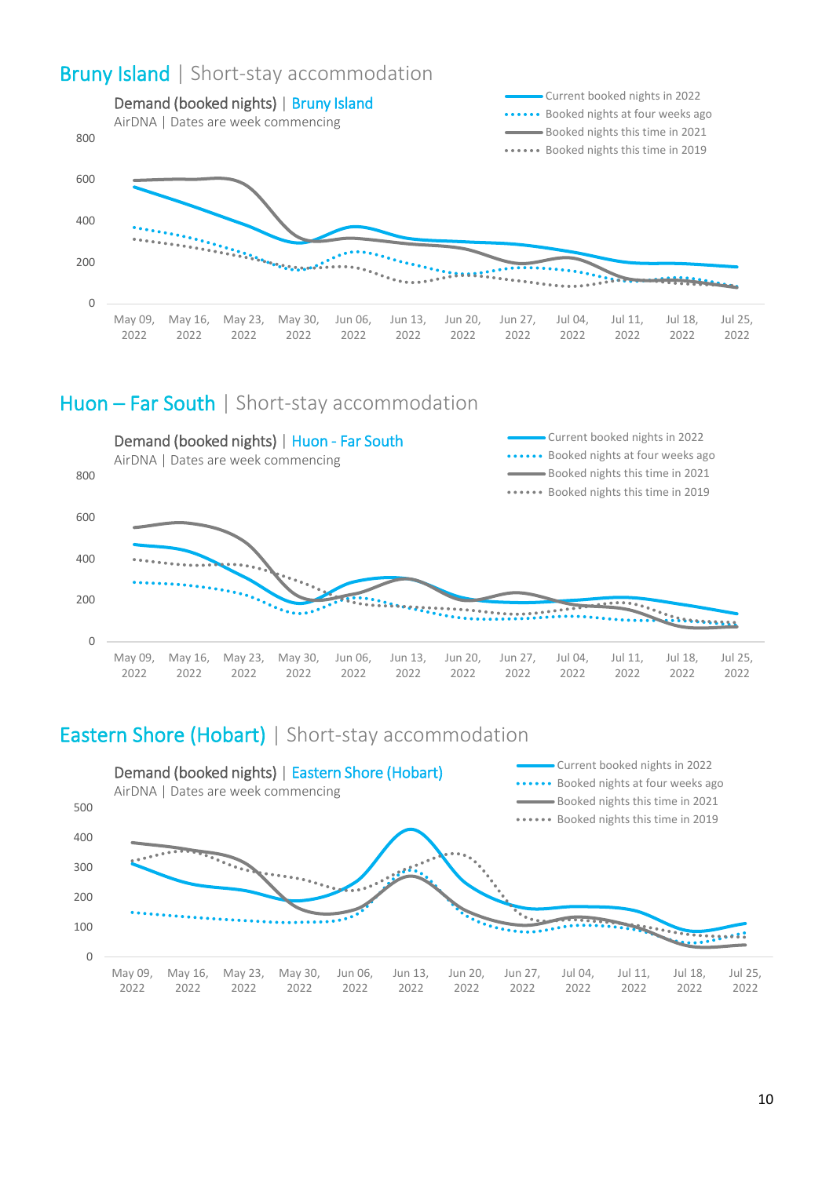## Bruny Island | Short-stay accommodation

Demand (booked nights) | Bruny Island

AirDNA | Dates are week commencing

Current booked nights in 2022

Booked nights at four weeks ago

Booked nights this time in 2021

Booked nights this time in 2019

800
600
400
200
0

May 09, 2022 | May 16, 2022 | May 23, 2022 | May 30, 2022 | Jun 06, 2022 | Jun 13, 2022 | Jun 20, 2022 | Jun 27, 2022 | Jul 04, 2022 | Jul 11, 2022 | Jul 18, 2022 | Jul 25, 2022

## Huon – Far South | Short-stay accommodation

Demand (booked nights) | Huon - Far South

AirDNA | Dates are week commencing

Current booked nights in 2022

Booked nights at four weeks ago

Booked nights this time in 2021

Booked nights this time in 2019

800
600
400
200
0

May 09, 2022 | May 16, 2022 | May 23, 2022 | May 30, 2022 | Jun 06, 2022 | Jun 13, 2022 | Jun 20, 2022 | Jun 27, 2022 | Jul 04, 2022 | Jul 11, 2022 | Jul 18, 2022 | Jul 25, 2022

## Eastern Shore (Hobart) | Short-stay accommodation

Demand (booked nights) | Eastern Shore (Hobart)

AirDNA | Dates are week commencing

Current booked nights in 2022

Booked nights at four weeks ago

Booked nights this time in 2021

Booked nights this time in 2019

500
400
300
200
100
0

May 09, 2022 | May 16, 2022 | May 23, 2022 | May 30, 2022 | Jun 06, 2022 | Jun 13, 2022 | Jun 20, 2022 | Jun 27, 2022 | Jul 04, 2022 | Jul 11, 2022 | Jul 18, 2022 | Jul 25, 2022